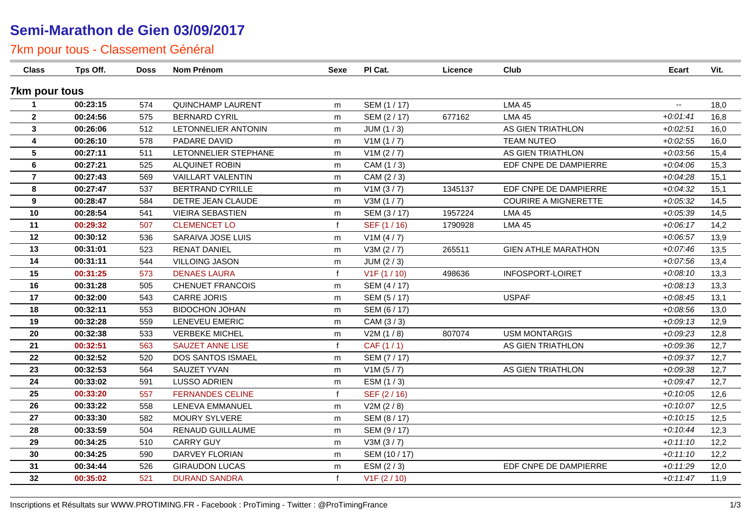# Semi-Marathon de Gien 03/09/2017

## 7km pour tous - Classement Général

| Class | Tps Off. | Doss | Nom Prénom | Sexe | Pl Cat. | Licence | Club | Ecart | Vit. |
|---|---|---|---|---|---|---|---|---|---|
| **7km pour tous** | | | | | | | | | |
| 1 | 00:23:15 | 574 | QUINCHAMP LAURENT | m | SEM (1 / 17) | | LMA 45 | -- | 18,0 |
| 2 | 00:24:56 | 575 | BERNARD CYRIL | m | SEM (2 / 17) | 677162 | LMA 45 | +0:01:41 | 16,8 |
| 3 | 00:26:06 | 512 | LETONNELIER ANTONIN | m | JUM (1 / 3) | | AS GIEN TRIATHLON | +0:02:51 | 16,0 |
| 4 | 00:26:10 | 578 | PADARE DAVID | m | V1M (1 / 7) | | TEAM NUTEO | +0:02:55 | 16,0 |
| 5 | 00:27:11 | 511 | LETONNELIER STEPHANE | m | V1M (2 / 7) | | AS GIEN TRIATHLON | +0:03:56 | 15,4 |
| 6 | 00:27:21 | 525 | ALQUINET ROBIN | m | CAM (1 / 3) | | EDF CNPE DE DAMPIERRE | +0:04:06 | 15,3 |
| 7 | 00:27:43 | 569 | VAILLART VALENTIN | m | CAM (2 / 3) | | | +0:04:28 | 15,1 |
| 8 | 00:27:47 | 537 | BERTRAND CYRILLE | m | V1M (3 / 7) | 1345137 | EDF CNPE DE DAMPIERRE | +0:04:32 | 15,1 |
| 9 | 00:28:47 | 584 | DETRE JEAN CLAUDE | m | V3M (1 / 7) | | COURIRE A MIGNERETTE | +0:05:32 | 14,5 |
| 10 | 00:28:54 | 541 | VIEIRA SEBASTIEN | m | SEM (3 / 17) | 1957224 | LMA 45 | +0:05:39 | 14,5 |
| 11 | 00:29:32 | 507 | CLEMENCET LO | f | SEF (1 / 16) | 1790928 | LMA 45 | +0:06:17 | 14,2 |
| 12 | 00:30:12 | 536 | SARAIVA JOSE LUIS | m | V1M (4 / 7) | | | +0:06:57 | 13,9 |
| 13 | 00:31:01 | 523 | RENAT DANIEL | m | V3M (2 / 7) | 265511 | GIEN ATHLE MARATHON | +0:07:46 | 13,5 |
| 14 | 00:31:11 | 544 | VILLOING JASON | m | JUM (2 / 3) | | | +0:07:56 | 13,4 |
| 15 | 00:31:25 | 573 | DENAES LAURA | f | V1F (1 / 10) | 498636 | INFOSPORT-LOIRET | +0:08:10 | 13,3 |
| 16 | 00:31:28 | 505 | CHENUET FRANCOIS | m | SEM (4 / 17) | | | +0:08:13 | 13,3 |
| 17 | 00:32:00 | 543 | CARRE JORIS | m | SEM (5 / 17) | | USPAF | +0:08:45 | 13,1 |
| 18 | 00:32:11 | 553 | BIDOCHON JOHAN | m | SEM (6 / 17) | | | +0:08:56 | 13,0 |
| 19 | 00:32:28 | 559 | LENEVEU EMERIC | m | CAM (3 / 3) | | | +0:09:13 | 12,9 |
| 20 | 00:32:38 | 533 | VERBEKE MICHEL | m | V2M (1 / 8) | 807074 | USM MONTARGIS | +0:09:23 | 12,8 |
| 21 | 00:32:51 | 563 | SAUZET ANNE LISE | f | CAF (1 / 1) | | AS GIEN TRIATHLON | +0:09:36 | 12,7 |
| 22 | 00:32:52 | 520 | DOS SANTOS ISMAEL | m | SEM (7 / 17) | | | +0:09:37 | 12,7 |
| 23 | 00:32:53 | 564 | SAUZET YVAN | m | V1M (5 / 7) | | AS GIEN TRIATHLON | +0:09:38 | 12,7 |
| 24 | 00:33:02 | 591 | LUSSO ADRIEN | m | ESM (1 / 3) | | | +0:09:47 | 12,7 |
| 25 | 00:33:20 | 557 | FERNANDES CELINE | f | SEF (2 / 16) | | | +0:10:05 | 12,6 |
| 26 | 00:33:22 | 558 | LENEVA EMMANUEL | m | V2M (2 / 8) | | | +0:10:07 | 12,5 |
| 27 | 00:33:30 | 582 | MOURY SYLVERE | m | SEM (8 / 17) | | | +0:10:15 | 12,5 |
| 28 | 00:33:59 | 504 | RENAUD GUILLAUME | m | SEM (9 / 17) | | | +0:10:44 | 12,3 |
| 29 | 00:34:25 | 510 | CARRY GUY | m | V3M (3 / 7) | | | +0:11:10 | 12,2 |
| 30 | 00:34:25 | 590 | DARVEY FLORIAN | m | SEM (10 / 17) | | | +0:11:10 | 12,2 |
| 31 | 00:34:44 | 526 | GIRAUDON LUCAS | m | ESM (2 / 3) | | EDF CNPE DE DAMPIERRE | +0:11:29 | 12,0 |
| 32 | 00:35:02 | 521 | DURAND SANDRA | f | V1F (2 / 10) | | | +0:11:47 | 11,9 |

Inscriptions et Résultats sur WWW.PROTIMING.FR - Facebook : ProTiming - Twitter : @ProTimingFrance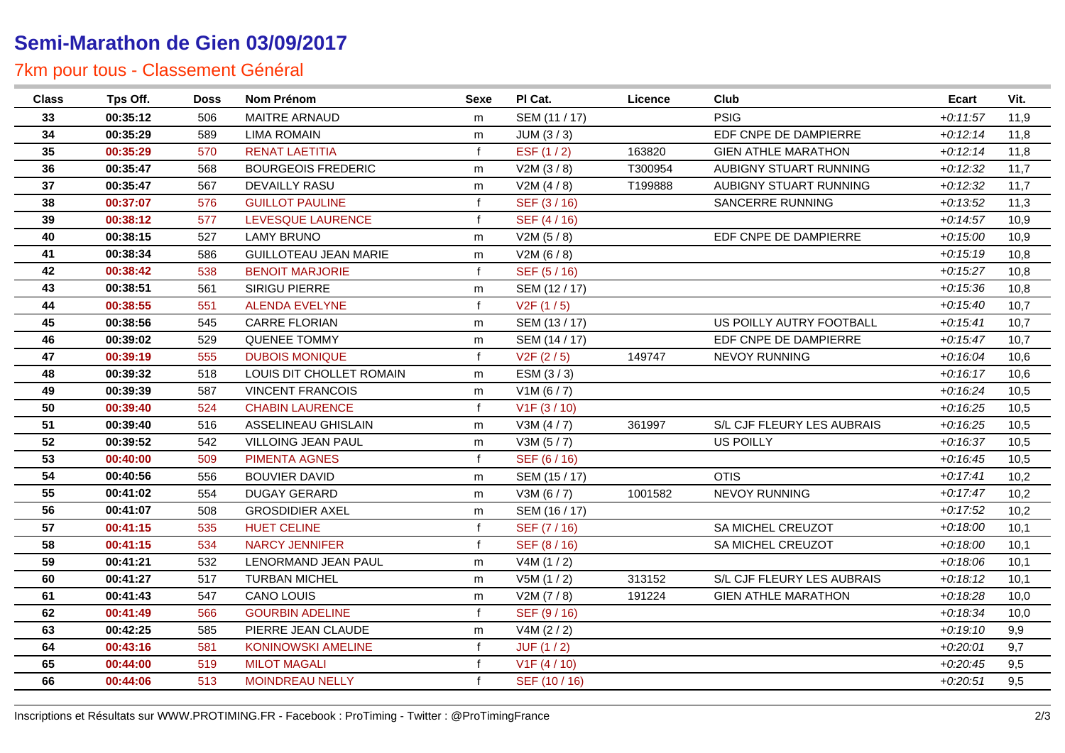# Semi-Marathon de Gien 03/09/2017

## 7km pour tous - Classement Général

| Class | Tps Off. | Doss | Nom Prénom | Sexe | Pl Cat. | Licence | Club | Ecart | Vit. |
|---|---|---|---|---|---|---|---|---|---|
| 33 | 00:35:12 | 506 | MAITRE ARNAUD | m | SEM (11 / 17) | | PSIG | +0:11:57 | 11,9 |
| 34 | 00:35:29 | 589 | LIMA ROMAIN | m | JUM (3 / 3) | | EDF CNPE DE DAMPIERRE | +0:12:14 | 11,8 |
| 35 | 00:35:29 | 570 | RENAT LAETITIA | f | ESF (1 / 2) | 163820 | GIEN ATHLE MARATHON | +0:12:14 | 11,8 |
| 36 | 00:35:47 | 568 | BOURGEOIS FREDERIC | m | V2M (3 / 8) | T300954 | AUBIGNY STUART RUNNING | +0:12:32 | 11,7 |
| 37 | 00:35:47 | 567 | DEVAILLY RASU | m | V2M (4 / 8) | T199888 | AUBIGNY STUART RUNNING | +0:12:32 | 11,7 |
| 38 | 00:37:07 | 576 | GUILLOT PAULINE | f | SEF (3 / 16) | | SANCERRE RUNNING | +0:13:52 | 11,3 |
| 39 | 00:38:12 | 577 | LEVESQUE LAURENCE | f | SEF (4 / 16) | | | +0:14:57 | 10,9 |
| 40 | 00:38:15 | 527 | LAMY BRUNO | m | V2M (5 / 8) | | EDF CNPE DE DAMPIERRE | +0:15:00 | 10,9 |
| 41 | 00:38:34 | 586 | GUILLOTEAU JEAN MARIE | m | V2M (6 / 8) | | | +0:15:19 | 10,8 |
| 42 | 00:38:42 | 538 | BENOIT MARJORIE | f | SEF (5 / 16) | | | +0:15:27 | 10,8 |
| 43 | 00:38:51 | 561 | SIRIGU PIERRE | m | SEM (12 / 17) | | | +0:15:36 | 10,8 |
| 44 | 00:38:55 | 551 | ALENDA EVELYNE | f | V2F (1 / 5) | | | +0:15:40 | 10,7 |
| 45 | 00:38:56 | 545 | CARRE FLORIAN | m | SEM (13 / 17) | | US POILLY AUTRY FOOTBALL | +0:15:41 | 10,7 |
| 46 | 00:39:02 | 529 | QUENEE TOMMY | m | SEM (14 / 17) | | EDF CNPE DE DAMPIERRE | +0:15:47 | 10,7 |
| 47 | 00:39:19 | 555 | DUBOIS MONIQUE | f | V2F (2 / 5) | 149747 | NEVOY RUNNING | +0:16:04 | 10,6 |
| 48 | 00:39:32 | 518 | LOUIS DIT CHOLLET ROMAIN | m | ESM (3 / 3) | | | +0:16:17 | 10,6 |
| 49 | 00:39:39 | 587 | VINCENT FRANCOIS | m | V1M (6 / 7) | | | +0:16:24 | 10,5 |
| 50 | 00:39:40 | 524 | CHABIN LAURENCE | f | V1F (3 / 10) | | | +0:16:25 | 10,5 |
| 51 | 00:39:40 | 516 | ASSELINEAU GHISLAIN | m | V3M (4 / 7) | 361997 | S/L CJF FLEURY LES AUBRAIS | +0:16:25 | 10,5 |
| 52 | 00:39:52 | 542 | VILLOING JEAN PAUL | m | V3M (5 / 7) | | US POILLY | +0:16:37 | 10,5 |
| 53 | 00:40:00 | 509 | PIMENTA AGNES | f | SEF (6 / 16) | | | +0:16:45 | 10,5 |
| 54 | 00:40:56 | 556 | BOUVIER DAVID | m | SEM (15 / 17) | | OTIS | +0:17:41 | 10,2 |
| 55 | 00:41:02 | 554 | DUGAY GERARD | m | V3M (6 / 7) | 1001582 | NEVOY RUNNING | +0:17:47 | 10,2 |
| 56 | 00:41:07 | 508 | GROSDIDIER AXEL | m | SEM (16 / 17) | | | +0:17:52 | 10,2 |
| 57 | 00:41:15 | 535 | HUET CELINE | f | SEF (7 / 16) | | SA MICHEL CREUZOT | +0:18:00 | 10,1 |
| 58 | 00:41:15 | 534 | NARCY JENNIFER | f | SEF (8 / 16) | | SA MICHEL CREUZOT | +0:18:00 | 10,1 |
| 59 | 00:41:21 | 532 | LENORMAND JEAN PAUL | m | V4M (1 / 2) | | | +0:18:06 | 10,1 |
| 60 | 00:41:27 | 517 | TURBAN MICHEL | m | V5M (1 / 2) | 313152 | S/L CJF FLEURY LES AUBRAIS | +0:18:12 | 10,1 |
| 61 | 00:41:43 | 547 | CANO LOUIS | m | V2M (7 / 8) | 191224 | GIEN ATHLE MARATHON | +0:18:28 | 10,0 |
| 62 | 00:41:49 | 566 | GOURBIN ADELINE | f | SEF (9 / 16) | | | +0:18:34 | 10,0 |
| 63 | 00:42:25 | 585 | PIERRE JEAN CLAUDE | m | V4M (2 / 2) | | | +0:19:10 | 9,9 |
| 64 | 00:43:16 | 581 | KONINOWSKI AMELINE | f | JUF (1 / 2) | | | +0:20:01 | 9,7 |
| 65 | 00:44:00 | 519 | MILOT MAGALI | f | V1F (4 / 10) | | | +0:20:45 | 9,5 |
| 66 | 00:44:06 | 513 | MOINDREAU NELLY | f | SEF (10 / 16) | | | +0:20:51 | 9,5 |

Inscriptions et Résultats sur WWW.PROTIMING.FR - Facebook : ProTiming - Twitter : @ProTimingFrance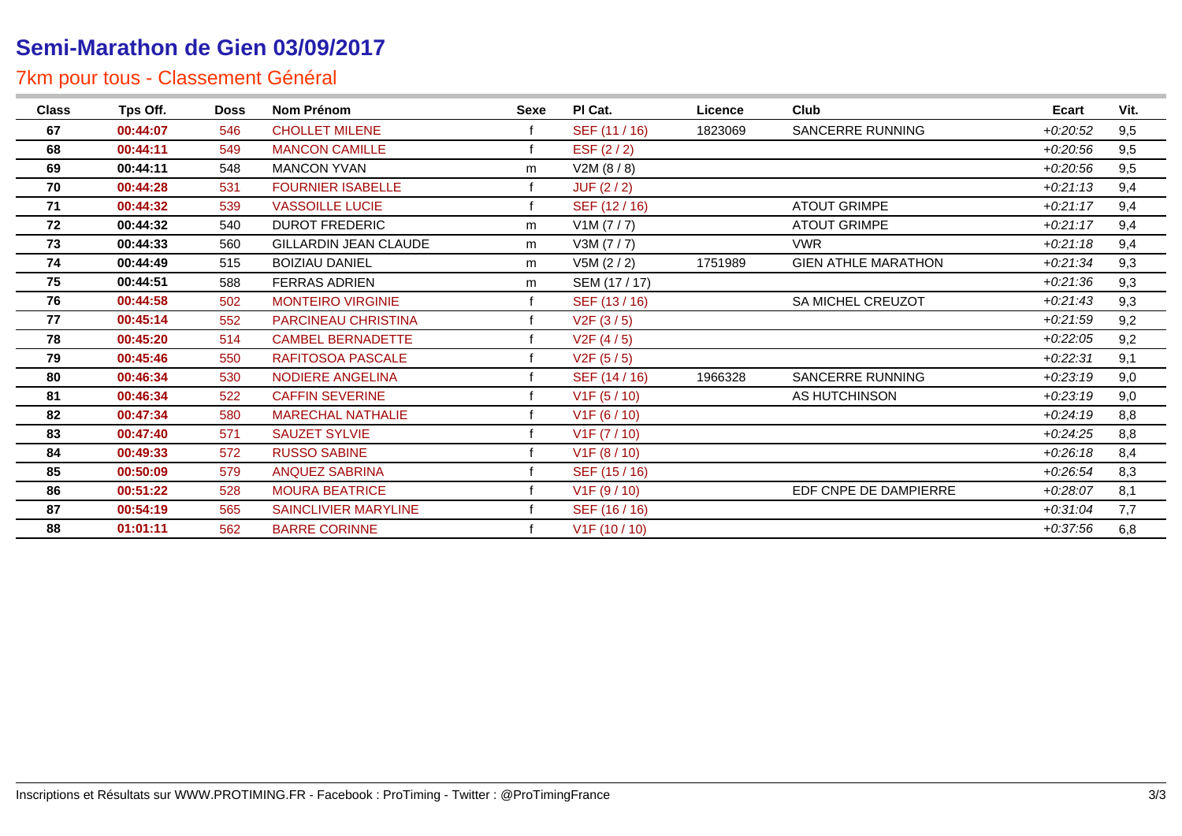# Semi-Marathon de Gien 03/09/2017

## 7km pour tous - Classement Général

| Class | Tps Off. | Doss | Nom Prénom | Sexe | Pl Cat. | Licence | Club | Ecart | Vit. |
|---|---|---|---|---|---|---|---|---|---|
| 67 | 00:44:07 | 546 | CHOLLET MILENE | f | SEF (11 / 16) | 1823069 | SANCERRE RUNNING | +0:20:52 | 9,5 |
| 68 | 00:44:11 | 549 | MANCON CAMILLE | f | ESF (2 / 2) | | | +0:20:56 | 9,5 |
| 69 | 00:44:11 | 548 | MANCON YVAN | m | V2M (8 / 8) | | | +0:20:56 | 9,5 |
| 70 | 00:44:28 | 531 | FOURNIER ISABELLE | f | JUF (2 / 2) | | | +0:21:13 | 9,4 |
| 71 | 00:44:32 | 539 | VASSOILLE LUCIE | f | SEF (12 / 16) | | ATOUT GRIMPE | +0:21:17 | 9,4 |
| 72 | 00:44:32 | 540 | DUROT FREDERIC | m | V1M (7 / 7) | | ATOUT GRIMPE | +0:21:17 | 9,4 |
| 73 | 00:44:33 | 560 | GILLARDIN JEAN CLAUDE | m | V3M (7 / 7) | | VWR | +0:21:18 | 9,4 |
| 74 | 00:44:49 | 515 | BOIZIAU DANIEL | m | V5M (2 / 2) | 1751989 | GIEN ATHLE MARATHON | +0:21:34 | 9,3 |
| 75 | 00:44:51 | 588 | FERRAS ADRIEN | m | SEM (17 / 17) | | | +0:21:36 | 9,3 |
| 76 | 00:44:58 | 502 | MONTEIRO VIRGINIE | f | SEF (13 / 16) | | SA MICHEL CREUZOT | +0:21:43 | 9,3 |
| 77 | 00:45:14 | 552 | PARCINEAU CHRISTINA | f | V2F (3 / 5) | | | +0:21:59 | 9,2 |
| 78 | 00:45:20 | 514 | CAMBEL BERNADETTE | f | V2F (4 / 5) | | | +0:22:05 | 9,2 |
| 79 | 00:45:46 | 550 | RAFITOSOA PASCALE | f | V2F (5 / 5) | | | +0:22:31 | 9,1 |
| 80 | 00:46:34 | 530 | NODIERE ANGELINA | f | SEF (14 / 16) | 1966328 | SANCERRE RUNNING | +0:23:19 | 9,0 |
| 81 | 00:46:34 | 522 | CAFFIN SEVERINE | f | V1F (5 / 10) | | AS HUTCHINSON | +0:23:19 | 9,0 |
| 82 | 00:47:34 | 580 | MARECHAL NATHALIE | f | V1F (6 / 10) | | | +0:24:19 | 8,8 |
| 83 | 00:47:40 | 571 | SAUZET SYLVIE | f | V1F (7 / 10) | | | +0:24:25 | 8,8 |
| 84 | 00:49:33 | 572 | RUSSO SABINE | f | V1F (8 / 10) | | | +0:26:18 | 8,4 |
| 85 | 00:50:09 | 579 | ANQUEZ SABRINA | f | SEF (15 / 16) | | | +0:26:54 | 8,3 |
| 86 | 00:51:22 | 528 | MOURA BEATRICE | f | V1F (9 / 10) | | EDF CNPE DE DAMPIERRE | +0:28:07 | 8,1 |
| 87 | 00:54:19 | 565 | SAINCLIVIER MARYLINE | f | SEF (16 / 16) | | | +0:31:04 | 7,7 |
| 88 | 01:01:11 | 562 | BARRE CORINNE | f | V1F (10 / 10) | | | +0:37:56 | 6,8 |

Inscriptions et Résultats sur WWW.PROTIMING.FR - Facebook : ProTiming - Twitter : @ProTimingFrance